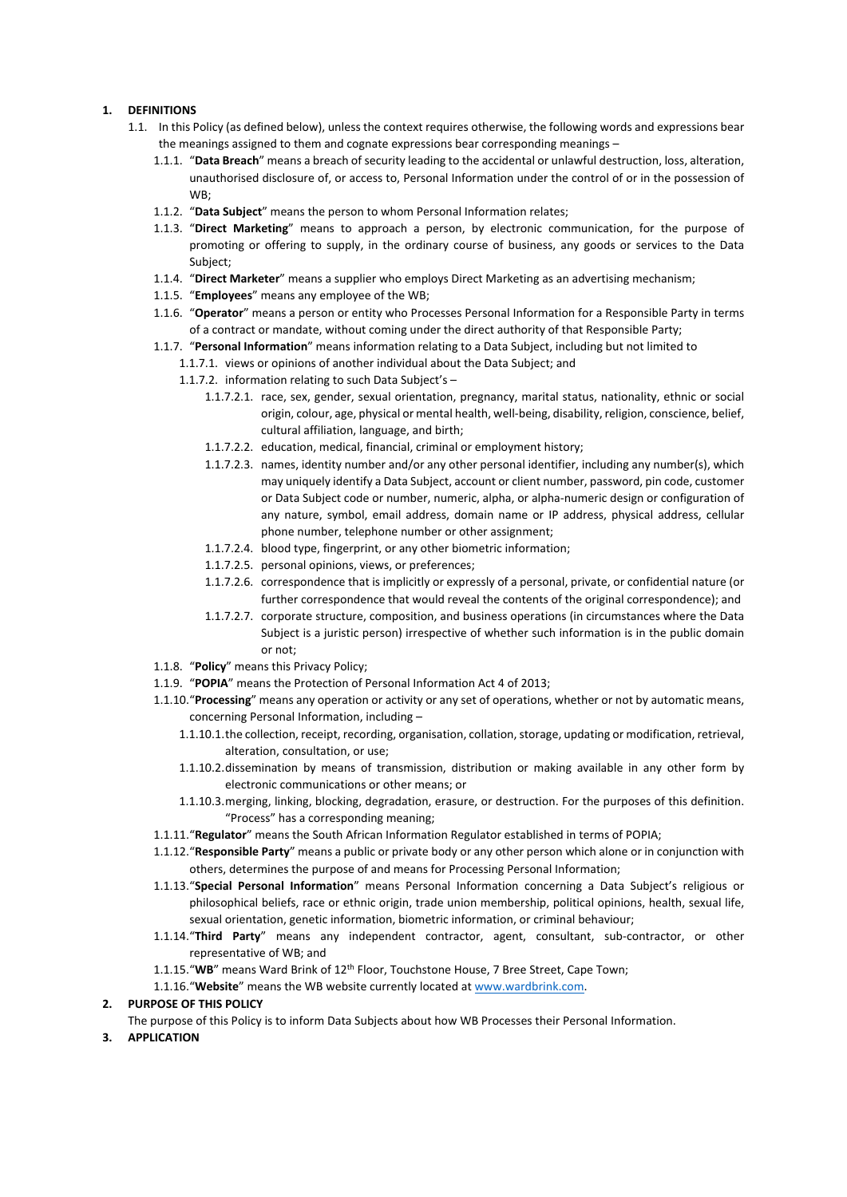## 1. DEFINITIONS

1.1. In this Policy (as defined below), unless the context requires otherwise, the following words and expressions bear the meanings assigned to them and cognate expressions bear corresponding meanings –

1.1.1. "**Data Breach**" means a breach of security leading to the accidental or unlawful destruction, loss, alteration, unauthorised disclosure of, or access to, Personal Information under the control of or in the possession of WB;

1.1.2. "**Data Subject**" means the person to whom Personal Information relates;

1.1.3. "**Direct Marketing**" means to approach a person, by electronic communication, for the purpose of promoting or offering to supply, in the ordinary course of business, any goods or services to the Data Subject;

1.1.4. "**Direct Marketer**" means a supplier who employs Direct Marketing as an advertising mechanism;

1.1.5. "**Employees**" means any employee of the WB;

1.1.6. "**Operator**" means a person or entity who Processes Personal Information for a Responsible Party in terms of a contract or mandate, without coming under the direct authority of that Responsible Party;

1.1.7. "**Personal Information**" means information relating to a Data Subject, including but not limited to

1.1.7.1. views or opinions of another individual about the Data Subject; and

1.1.7.2. information relating to such Data Subject's –

1.1.7.2.1. race, sex, gender, sexual orientation, pregnancy, marital status, nationality, ethnic or social origin, colour, age, physical or mental health, well-being, disability, religion, conscience, belief, cultural affiliation, language, and birth;

1.1.7.2.2. education, medical, financial, criminal or employment history;

1.1.7.2.3. names, identity number and/or any other personal identifier, including any number(s), which may uniquely identify a Data Subject, account or client number, password, pin code, customer or Data Subject code or number, numeric, alpha, or alpha-numeric design or configuration of any nature, symbol, email address, domain name or IP address, physical address, cellular phone number, telephone number or other assignment;

1.1.7.2.4. blood type, fingerprint, or any other biometric information;

1.1.7.2.5. personal opinions, views, or preferences;

1.1.7.2.6. correspondence that is implicitly or expressly of a personal, private, or confidential nature (or further correspondence that would reveal the contents of the original correspondence); and

1.1.7.2.7. corporate structure, composition, and business operations (in circumstances where the Data Subject is a juristic person) irrespective of whether such information is in the public domain or not;

1.1.8. "**Policy**" means this Privacy Policy;

1.1.9. "**POPIA**" means the Protection of Personal Information Act 4 of 2013;

1.1.10. "**Processing**" means any operation or activity or any set of operations, whether or not by automatic means, concerning Personal Information, including –

1.1.10.1. the collection, receipt, recording, organisation, collation, storage, updating or modification, retrieval, alteration, consultation, or use;

1.1.10.2. dissemination by means of transmission, distribution or making available in any other form by electronic communications or other means; or

1.1.10.3. merging, linking, blocking, degradation, erasure, or destruction. For the purposes of this definition. "Process" has a corresponding meaning;

1.1.11. "**Regulator**" means the South African Information Regulator established in terms of POPIA;

1.1.12. "**Responsible Party**" means a public or private body or any other person which alone or in conjunction with others, determines the purpose of and means for Processing Personal Information;

1.1.13. "**Special Personal Information**" means Personal Information concerning a Data Subject's religious or philosophical beliefs, race or ethnic origin, trade union membership, political opinions, health, sexual life, sexual orientation, genetic information, biometric information, or criminal behaviour;

1.1.14. "**Third Party**" means any independent contractor, agent, consultant, sub-contractor, or other representative of WB; and

1.1.15. "**WB**" means Ward Brink of 12th Floor, Touchstone House, 7 Bree Street, Cape Town;

1.1.16. "**Website**" means the WB website currently located at [www.wardbrink.com](www.wardbrink.com).

## 2. PURPOSE OF THIS POLICY

The purpose of this Policy is to inform Data Subjects about how WB Processes their Personal Information.

## 3. APPLICATION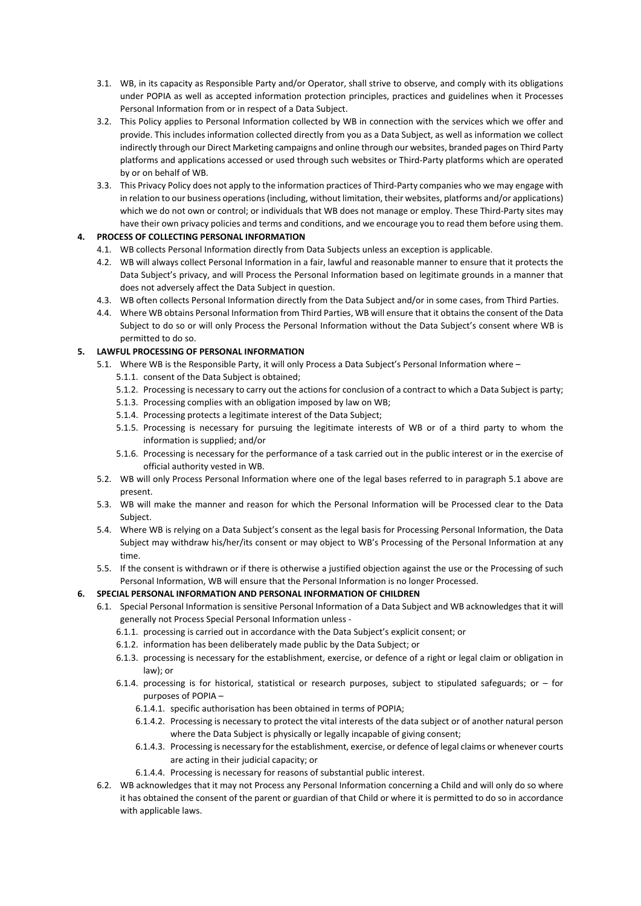3.1. WB, in its capacity as Responsible Party and/or Operator, shall strive to observe, and comply with its obligations under POPIA as well as accepted information protection principles, practices and guidelines when it Processes Personal Information from or in respect of a Data Subject.

3.2. This Policy applies to Personal Information collected by WB in connection with the services which we offer and provide. This includes information collected directly from you as a Data Subject, as well as information we collect indirectly through our Direct Marketing campaigns and online through our websites, branded pages on Third Party platforms and applications accessed or used through such websites or Third-Party platforms which are operated by or on behalf of WB.

3.3. This Privacy Policy does not apply to the information practices of Third-Party companies who we may engage with in relation to our business operations (including, without limitation, their websites, platforms and/or applications) which we do not own or control; or individuals that WB does not manage or employ. These Third-Party sites may have their own privacy policies and terms and conditions, and we encourage you to read them before using them.

**4. PROCESS OF COLLECTING PERSONAL INFORMATION**

4.1. WB collects Personal Information directly from Data Subjects unless an exception is applicable.

4.2. WB will always collect Personal Information in a fair, lawful and reasonable manner to ensure that it protects the Data Subject's privacy, and will Process the Personal Information based on legitimate grounds in a manner that does not adversely affect the Data Subject in question.

4.3. WB often collects Personal Information directly from the Data Subject and/or in some cases, from Third Parties.

4.4. Where WB obtains Personal Information from Third Parties, WB will ensure that it obtains the consent of the Data Subject to do so or will only Process the Personal Information without the Data Subject's consent where WB is permitted to do so.

**5. LAWFUL PROCESSING OF PERSONAL INFORMATION**

5.1. Where WB is the Responsible Party, it will only Process a Data Subject's Personal Information where –

5.1.1. consent of the Data Subject is obtained;

5.1.2. Processing is necessary to carry out the actions for conclusion of a contract to which a Data Subject is party;

5.1.3. Processing complies with an obligation imposed by law on WB;

5.1.4. Processing protects a legitimate interest of the Data Subject;

5.1.5. Processing is necessary for pursuing the legitimate interests of WB or of a third party to whom the information is supplied; and/or

5.1.6. Processing is necessary for the performance of a task carried out in the public interest or in the exercise of official authority vested in WB.

5.2. WB will only Process Personal Information where one of the legal bases referred to in paragraph 5.1 above are present.

5.3. WB will make the manner and reason for which the Personal Information will be Processed clear to the Data Subject.

5.4. Where WB is relying on a Data Subject's consent as the legal basis for Processing Personal Information, the Data Subject may withdraw his/her/its consent or may object to WB's Processing of the Personal Information at any time.

5.5. If the consent is withdrawn or if there is otherwise a justified objection against the use or the Processing of such Personal Information, WB will ensure that the Personal Information is no longer Processed.

**6. SPECIAL PERSONAL INFORMATION AND PERSONAL INFORMATION OF CHILDREN**

6.1. Special Personal Information is sensitive Personal Information of a Data Subject and WB acknowledges that it will generally not Process Special Personal Information unless -

6.1.1. processing is carried out in accordance with the Data Subject's explicit consent; or

6.1.2. information has been deliberately made public by the Data Subject; or

6.1.3. processing is necessary for the establishment, exercise, or defence of a right or legal claim or obligation in law); or

6.1.4. processing is for historical, statistical or research purposes, subject to stipulated safeguards; or – for purposes of POPIA –

6.1.4.1. specific authorisation has been obtained in terms of POPIA;

6.1.4.2. Processing is necessary to protect the vital interests of the data subject or of another natural person where the Data Subject is physically or legally incapable of giving consent;

6.1.4.3. Processing is necessary for the establishment, exercise, or defence of legal claims or whenever courts are acting in their judicial capacity; or

6.1.4.4. Processing is necessary for reasons of substantial public interest.

6.2. WB acknowledges that it may not Process any Personal Information concerning a Child and will only do so where it has obtained the consent of the parent or guardian of that Child or where it is permitted to do so in accordance with applicable laws.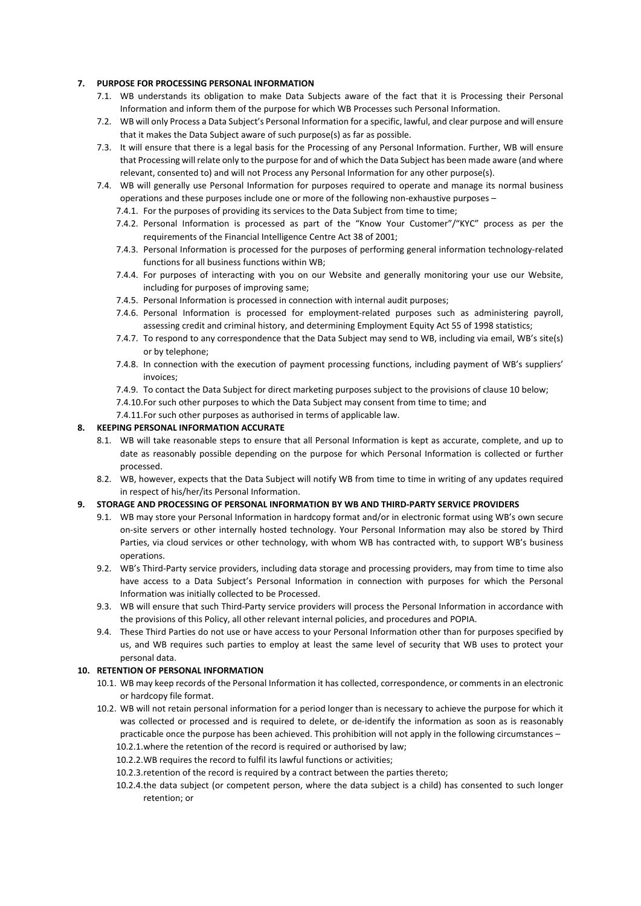**7. PURPOSE FOR PROCESSING PERSONAL INFORMATION**

7.1. WB understands its obligation to make Data Subjects aware of the fact that it is Processing their Personal Information and inform them of the purpose for which WB Processes such Personal Information.

7.2. WB will only Process a Data Subject's Personal Information for a specific, lawful, and clear purpose and will ensure that it makes the Data Subject aware of such purpose(s) as far as possible.

7.3. It will ensure that there is a legal basis for the Processing of any Personal Information. Further, WB will ensure that Processing will relate only to the purpose for and of which the Data Subject has been made aware (and where relevant, consented to) and will not Process any Personal Information for any other purpose(s).

7.4. WB will generally use Personal Information for purposes required to operate and manage its normal business operations and these purposes include one or more of the following non-exhaustive purposes –

7.4.1. For the purposes of providing its services to the Data Subject from time to time;

7.4.2. Personal Information is processed as part of the "Know Your Customer"/"KYC" process as per the requirements of the Financial Intelligence Centre Act 38 of 2001;

7.4.3. Personal Information is processed for the purposes of performing general information technology-related functions for all business functions within WB;

7.4.4. For purposes of interacting with you on our Website and generally monitoring your use our Website, including for purposes of improving same;

7.4.5. Personal Information is processed in connection with internal audit purposes;

7.4.6. Personal Information is processed for employment-related purposes such as administering payroll, assessing credit and criminal history, and determining Employment Equity Act 55 of 1998 statistics;

7.4.7. To respond to any correspondence that the Data Subject may send to WB, including via email, WB's site(s) or by telephone;

7.4.8. In connection with the execution of payment processing functions, including payment of WB's suppliers' invoices;

7.4.9. To contact the Data Subject for direct marketing purposes subject to the provisions of clause 10 below;

7.4.10. For such other purposes to which the Data Subject may consent from time to time; and

7.4.11. For such other purposes as authorised in terms of applicable law.

**8. KEEPING PERSONAL INFORMATION ACCURATE**

8.1. WB will take reasonable steps to ensure that all Personal Information is kept as accurate, complete, and up to date as reasonably possible depending on the purpose for which Personal Information is collected or further processed.

8.2. WB, however, expects that the Data Subject will notify WB from time to time in writing of any updates required in respect of his/her/its Personal Information.

**9. STORAGE AND PROCESSING OF PERSONAL INFORMATION BY WB AND THIRD-PARTY SERVICE PROVIDERS**

9.1. WB may store your Personal Information in hardcopy format and/or in electronic format using WB's own secure on-site servers or other internally hosted technology. Your Personal Information may also be stored by Third Parties, via cloud services or other technology, with whom WB has contracted with, to support WB's business operations.

9.2. WB's Third-Party service providers, including data storage and processing providers, may from time to time also have access to a Data Subject's Personal Information in connection with purposes for which the Personal Information was initially collected to be Processed.

9.3. WB will ensure that such Third-Party service providers will process the Personal Information in accordance with the provisions of this Policy, all other relevant internal policies, and procedures and POPIA.

9.4. These Third Parties do not use or have access to your Personal Information other than for purposes specified by us, and WB requires such parties to employ at least the same level of security that WB uses to protect your personal data.

**10. RETENTION OF PERSONAL INFORMATION**

10.1. WB may keep records of the Personal Information it has collected, correspondence, or comments in an electronic or hardcopy file format.

10.2. WB will not retain personal information for a period longer than is necessary to achieve the purpose for which it was collected or processed and is required to delete, or de-identify the information as soon as is reasonably practicable once the purpose has been achieved. This prohibition will not apply in the following circumstances –

10.2.1. where the retention of the record is required or authorised by law;

10.2.2. WB requires the record to fulfil its lawful functions or activities;

10.2.3. retention of the record is required by a contract between the parties thereto;

10.2.4. the data subject (or competent person, where the data subject is a child) has consented to such longer retention; or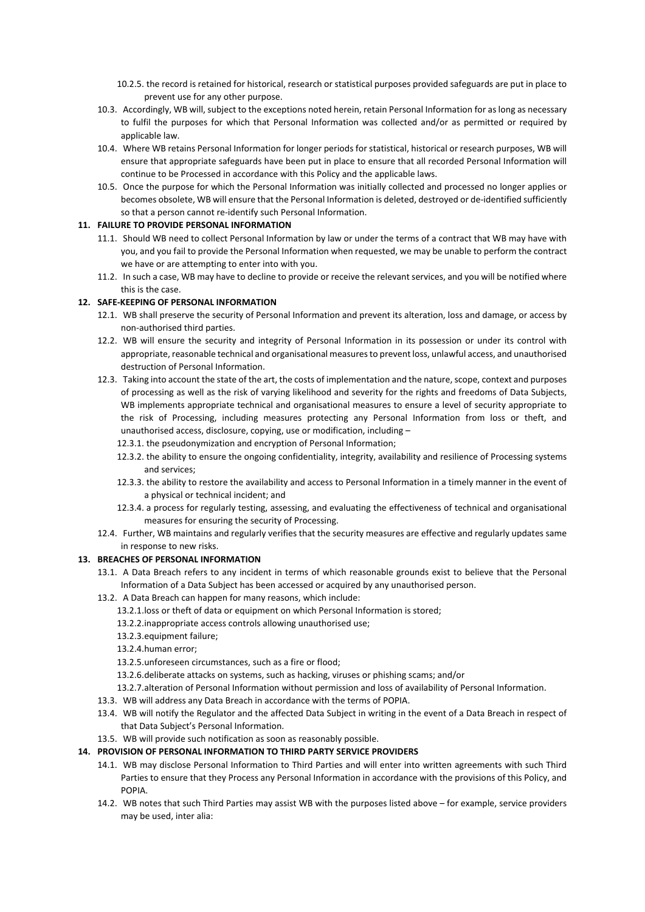10.2.5. the record is retained for historical, research or statistical purposes provided safeguards are put in place to prevent use for any other purpose.

10.3. Accordingly, WB will, subject to the exceptions noted herein, retain Personal Information for as long as necessary to fulfil the purposes for which that Personal Information was collected and/or as permitted or required by applicable law.

10.4. Where WB retains Personal Information for longer periods for statistical, historical or research purposes, WB will ensure that appropriate safeguards have been put in place to ensure that all recorded Personal Information will continue to be Processed in accordance with this Policy and the applicable laws.

10.5. Once the purpose for which the Personal Information was initially collected and processed no longer applies or becomes obsolete, WB will ensure that the Personal Information is deleted, destroyed or de-identified sufficiently so that a person cannot re-identify such Personal Information.

**11. FAILURE TO PROVIDE PERSONAL INFORMATION**

11.1. Should WB need to collect Personal Information by law or under the terms of a contract that WB may have with you, and you fail to provide the Personal Information when requested, we may be unable to perform the contract we have or are attempting to enter into with you.

11.2. In such a case, WB may have to decline to provide or receive the relevant services, and you will be notified where this is the case.

**12. SAFE-KEEPING OF PERSONAL INFORMATION**

12.1. WB shall preserve the security of Personal Information and prevent its alteration, loss and damage, or access by non-authorised third parties.

12.2. WB will ensure the security and integrity of Personal Information in its possession or under its control with appropriate, reasonable technical and organisational measures to prevent loss, unlawful access, and unauthorised destruction of Personal Information.

12.3. Taking into account the state of the art, the costs of implementation and the nature, scope, context and purposes of processing as well as the risk of varying likelihood and severity for the rights and freedoms of Data Subjects, WB implements appropriate technical and organisational measures to ensure a level of security appropriate to the risk of Processing, including measures protecting any Personal Information from loss or theft, and unauthorised access, disclosure, copying, use or modification, including –

12.3.1. the pseudonymization and encryption of Personal Information;

12.3.2. the ability to ensure the ongoing confidentiality, integrity, availability and resilience of Processing systems and services;

12.3.3. the ability to restore the availability and access to Personal Information in a timely manner in the event of a physical or technical incident; and

12.3.4. a process for regularly testing, assessing, and evaluating the effectiveness of technical and organisational measures for ensuring the security of Processing.

12.4. Further, WB maintains and regularly verifies that the security measures are effective and regularly updates same in response to new risks.

**13. BREACHES OF PERSONAL INFORMATION**

13.1. A Data Breach refers to any incident in terms of which reasonable grounds exist to believe that the Personal Information of a Data Subject has been accessed or acquired by any unauthorised person.

13.2. A Data Breach can happen for many reasons, which include:

13.2.1. loss or theft of data or equipment on which Personal Information is stored;

13.2.2. inappropriate access controls allowing unauthorised use;

13.2.3. equipment failure;

13.2.4. human error;

13.2.5. unforeseen circumstances, such as a fire or flood;

13.2.6. deliberate attacks on systems, such as hacking, viruses or phishing scams; and/or

13.2.7. alteration of Personal Information without permission and loss of availability of Personal Information.

13.3. WB will address any Data Breach in accordance with the terms of POPIA.

13.4. WB will notify the Regulator and the affected Data Subject in writing in the event of a Data Breach in respect of that Data Subject's Personal Information.

13.5. WB will provide such notification as soon as reasonably possible.

**14. PROVISION OF PERSONAL INFORMATION TO THIRD PARTY SERVICE PROVIDERS**

14.1. WB may disclose Personal Information to Third Parties and will enter into written agreements with such Third Parties to ensure that they Process any Personal Information in accordance with the provisions of this Policy, and POPIA.

14.2. WB notes that such Third Parties may assist WB with the purposes listed above – for example, service providers may be used, inter alia: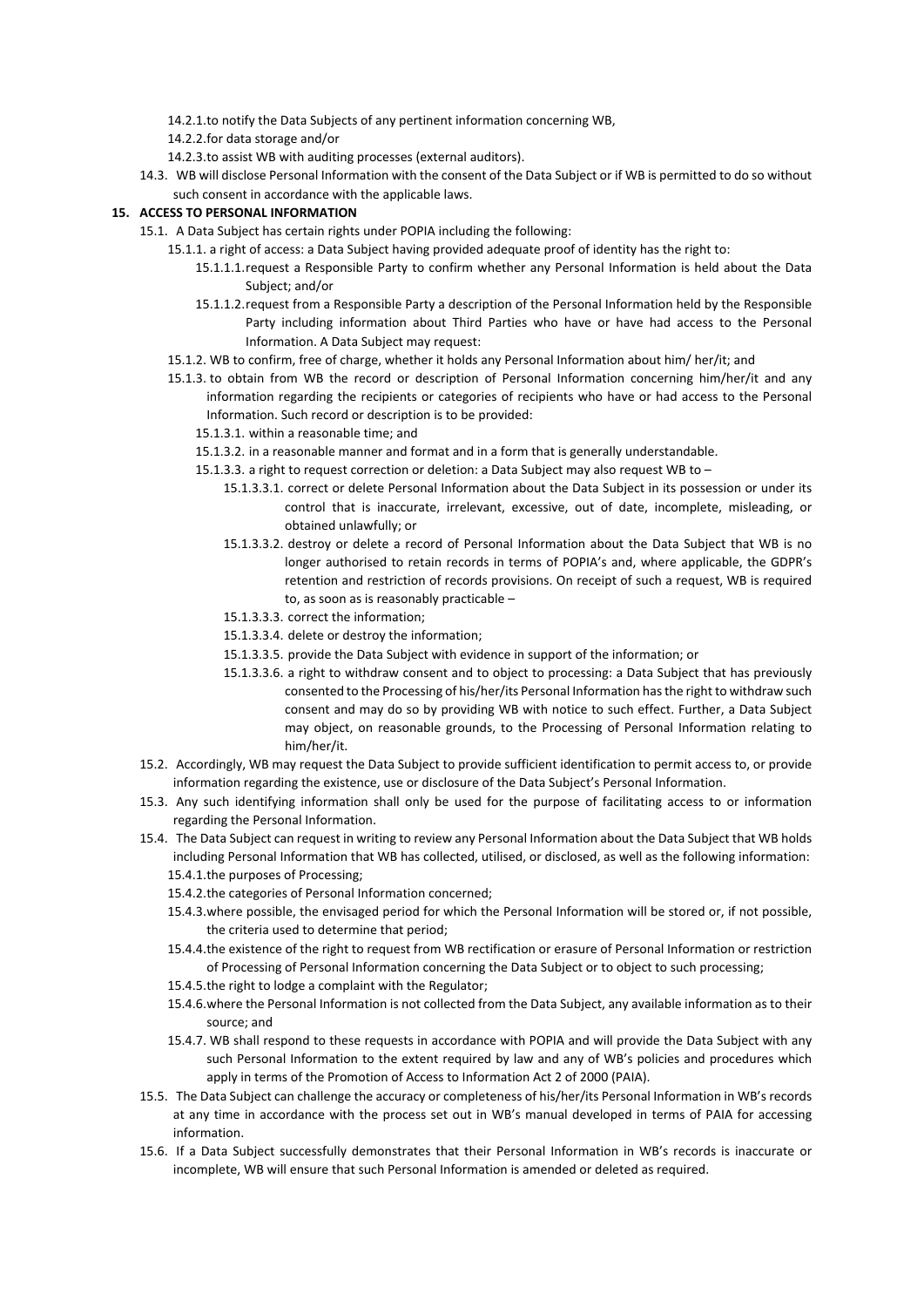14.2.1. to notify the Data Subjects of any pertinent information concerning WB,

14.2.2. for data storage and/or

14.2.3. to assist WB with auditing processes (external auditors).

14.3. WB will disclose Personal Information with the consent of the Data Subject or if WB is permitted to do so without such consent in accordance with the applicable laws.

**15. ACCESS TO PERSONAL INFORMATION**

15.1. A Data Subject has certain rights under POPIA including the following:

15.1.1. a right of access: a Data Subject having provided adequate proof of identity has the right to:

15.1.1.1. request a Responsible Party to confirm whether any Personal Information is held about the Data Subject; and/or

15.1.1.2. request from a Responsible Party a description of the Personal Information held by the Responsible Party including information about Third Parties who have or have had access to the Personal Information. A Data Subject may request:

15.1.2. WB to confirm, free of charge, whether it holds any Personal Information about him/ her/it; and

15.1.3. to obtain from WB the record or description of Personal Information concerning him/her/it and any information regarding the recipients or categories of recipients who have or had access to the Personal Information. Such record or description is to be provided:

15.1.3.1. within a reasonable time; and

15.1.3.2. in a reasonable manner and format and in a form that is generally understandable.

15.1.3.3. a right to request correction or deletion: a Data Subject may also request WB to –

15.1.3.3.1. correct or delete Personal Information about the Data Subject in its possession or under its control that is inaccurate, irrelevant, excessive, out of date, incomplete, misleading, or obtained unlawfully; or

15.1.3.3.2. destroy or delete a record of Personal Information about the Data Subject that WB is no longer authorised to retain records in terms of POPIA's and, where applicable, the GDPR's retention and restriction of records provisions. On receipt of such a request, WB is required to, as soon as is reasonably practicable –

15.1.3.3.3. correct the information;

15.1.3.3.4. delete or destroy the information;

15.1.3.3.5. provide the Data Subject with evidence in support of the information; or

15.1.3.3.6. a right to withdraw consent and to object to processing: a Data Subject that has previously consented to the Processing of his/her/its Personal Information has the right to withdraw such consent and may do so by providing WB with notice to such effect. Further, a Data Subject may object, on reasonable grounds, to the Processing of Personal Information relating to him/her/it.

15.2. Accordingly, WB may request the Data Subject to provide sufficient identification to permit access to, or provide information regarding the existence, use or disclosure of the Data Subject's Personal Information.

15.3. Any such identifying information shall only be used for the purpose of facilitating access to or information regarding the Personal Information.

15.4. The Data Subject can request in writing to review any Personal Information about the Data Subject that WB holds including Personal Information that WB has collected, utilised, or disclosed, as well as the following information:

15.4.1. the purposes of Processing;

15.4.2. the categories of Personal Information concerned;

15.4.3. where possible, the envisaged period for which the Personal Information will be stored or, if not possible, the criteria used to determine that period;

15.4.4. the existence of the right to request from WB rectification or erasure of Personal Information or restriction of Processing of Personal Information concerning the Data Subject or to object to such processing;

15.4.5. the right to lodge a complaint with the Regulator;

15.4.6. where the Personal Information is not collected from the Data Subject, any available information as to their source; and

15.4.7. WB shall respond to these requests in accordance with POPIA and will provide the Data Subject with any such Personal Information to the extent required by law and any of WB's policies and procedures which apply in terms of the Promotion of Access to Information Act 2 of 2000 (PAIA).

15.5. The Data Subject can challenge the accuracy or completeness of his/her/its Personal Information in WB's records at any time in accordance with the process set out in WB's manual developed in terms of PAIA for accessing information.

15.6. If a Data Subject successfully demonstrates that their Personal Information in WB's records is inaccurate or incomplete, WB will ensure that such Personal Information is amended or deleted as required.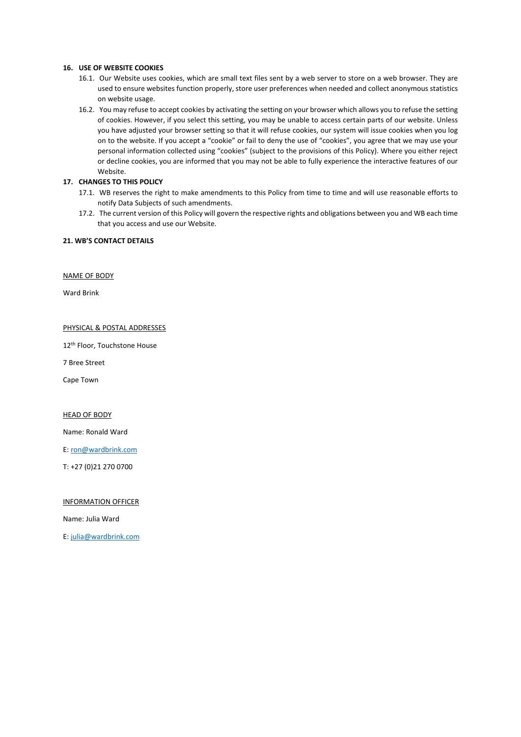**16. USE OF WEBSITE COOKIES**

16.1. Our Website uses cookies, which are small text files sent by a web server to store on a web browser. They are used to ensure websites function properly, store user preferences when needed and collect anonymous statistics on website usage.

16.2. You may refuse to accept cookies by activating the setting on your browser which allows you to refuse the setting of cookies. However, if you select this setting, you may be unable to access certain parts of our website. Unless you have adjusted your browser setting so that it will refuse cookies, our system will issue cookies when you log on to the website. If you accept a "cookie" or fail to deny the use of "cookies", you agree that we may use your personal information collected using "cookies" (subject to the provisions of this Policy). Where you either reject or decline cookies, you are informed that you may not be able to fully experience the interactive features of our Website.

**17. CHANGES TO THIS POLICY**

17.1. WB reserves the right to make amendments to this Policy from time to time and will use reasonable efforts to notify Data Subjects of such amendments.

17.2. The current version of this Policy will govern the respective rights and obligations between you and WB each time that you access and use our Website.

**21. WB'S CONTACT DETAILS**

NAME OF BODY

Ward Brink

PHYSICAL & POSTAL ADDRESSES

12th Floor, Touchstone House

7 Bree Street

Cape Town

HEAD OF BODY

Name: Ronald Ward

E: ron@wardbrink.com

T: +27 (0)21 270 0700

INFORMATION OFFICER

Name: Julia Ward

E: julia@wardbrink.com